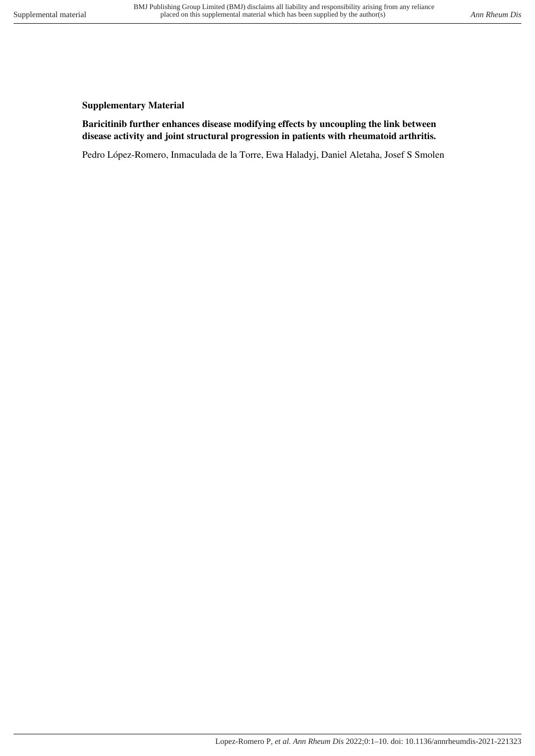**Supplementary Material**

**Baricitinib further enhances disease modifying effects by uncoupling the link between disease activity and joint structural progression in patients with rheumatoid arthritis.**

Pedro López-Romero, Inmaculada de la Torre, Ewa Haladyj, Daniel Aletaha, Josef S Smolen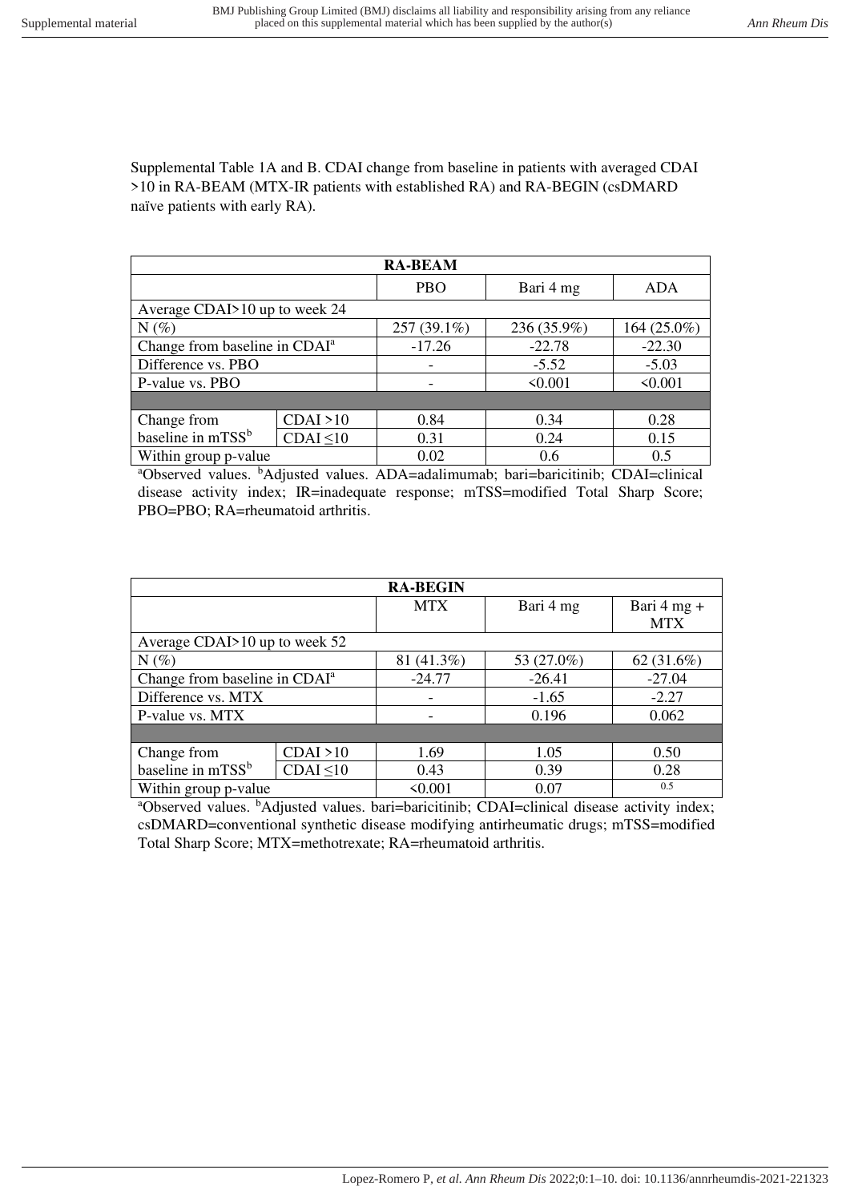Supplemental Table 1A and B. CDAI change from baseline in patients with averaged CDAI >10 in RA-BEAM (MTX-IR patients with established RA) and RA-BEGIN (csDMARD naïve patients with early RA).

| RA-BEAM | | | | |
|---|---|---|---|---|
| | | PBO | Bari 4 mg | ADA |
| Average CDAI>10 up to week 24 | | | | |
| N (%) | | 257 (39.1%) | 236 (35.9%) | 164 (25.0%) |
| Change from baseline in CDAI[a] | | -17.26 | -22.78 | -22.30 |
| Difference vs. PBO | | - | -5.52 | -5.03 |
| P-value vs. PBO | | - | <0.001 | <0.001 |
| | | | | |
| Change from baseline in mTSS[b] | CDAI >10 | 0.84 | 0.34 | 0.28 |
| | CDAI ≤10 | 0.31 | 0.24 | 0.15 |
| Within group p-value | | 0.02 | 0.6 | 0.5 |

[a]Observed values. [b]Adjusted values. ADA=adalimumab; bari=baricitinib; CDAI=clinical disease activity index; IR=inadequate response; mTSS=modified Total Sharp Score; PBO=PBO; RA=rheumatoid arthritis.

| RA-BEGIN | | | | |
|---|---|---|---|---|
| | | MTX | Bari 4 mg | Bari 4 mg + MTX |
| Average CDAI>10 up to week 52 | | | | |
| N (%) | | 81 (41.3%) | 53 (27.0%) | 62 (31.6%) |
| Change from baseline in CDAI[a] | | -24.77 | -26.41 | -27.04 |
| Difference vs. MTX | | - | -1.65 | -2.27 |
| P-value vs. MTX | | - | 0.196 | 0.062 |
| | | | | |
| Change from baseline in mTSS[b] | CDAI >10 | 1.69 | 1.05 | 0.50 |
| | CDAI ≤10 | 0.43 | 0.39 | 0.28 |
| Within group p-value | | <0.001 | 0.07 | 0.5 |

[a]Observed values. [b]Adjusted values. bari=baricitinib; CDAI=clinical disease activity index; csDMARD=conventional synthetic disease modifying antirheumatic drugs; mTSS=modified Total Sharp Score; MTX=methotrexate; RA=rheumatoid arthritis.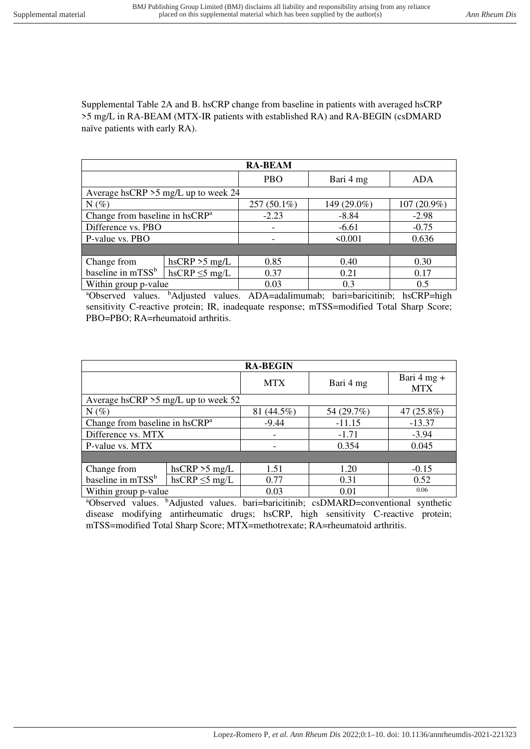Supplemental Table 2A and B. hsCRP change from baseline in patients with averaged hsCRP >5 mg/L in RA-BEAM (MTX-IR patients with established RA) and RA-BEGIN (csDMARD naïve patients with early RA).

| **RA-BEAM** | | | | |
|---|---|---|---|---|
| | | PBO | Bari 4 mg | ADA |
| Average hsCRP >5 mg/L up to week 24 | | | | |
| N (%) | | 257 (50.1%) | 149 (29.0%) | 107 (20.9%) |
| Change from baseline in hsCRP[a] | | -2.23 | -8.84 | -2.98 |
| Difference vs. PBO | | - | -6.61 | -0.75 |
| P-value vs. PBO | | - | <0.001 | 0.636 |
| | | | | |
| Change from baseline in mTSS[b] | hsCRP >5 mg/L | 0.85 | 0.40 | 0.30 |
| | hsCRP ≤5 mg/L | 0.37 | 0.21 | 0.17 |
| Within group p-value | | 0.03 | 0.3 | 0.5 |

[a]Observed values. [b]Adjusted values. ADA=adalimumab; bari=baricitinib; hsCRP=high sensitivity C-reactive protein; IR, inadequate response; mTSS=modified Total Sharp Score; PBO=PBO; RA=rheumatoid arthritis.

| **RA-BEGIN** | | | | |
|---|---|---|---|---|
| | | MTX | Bari 4 mg | Bari 4 mg + MTX |
| Average hsCRP >5 mg/L up to week 52 | | | | |
| N (%) | | 81 (44.5%) | 54 (29.7%) | 47 (25.8%) |
| Change from baseline in hsCRP[a] | | -9.44 | -11.15 | -13.37 |
| Difference vs. MTX | | - | -1.71 | -3.94 |
| P-value vs. MTX | | - | 0.354 | 0.045 |
| | | | | |
| Change from baseline in mTSS[b] | hsCRP >5 mg/L | 1.51 | 1.20 | -0.15 |
| | hsCRP ≤5 mg/L | 0.77 | 0.31 | 0.52 |
| Within group p-value | | 0.03 | 0.01 | 0.06 |

[a]Observed values. [b]Adjusted values. bari=baricitinib; csDMARD=conventional synthetic disease modifying antirheumatic drugs; hsCRP, high sensitivity C-reactive protein; mTSS=modified Total Sharp Score; MTX=methotrexate; RA=rheumatoid arthritis.